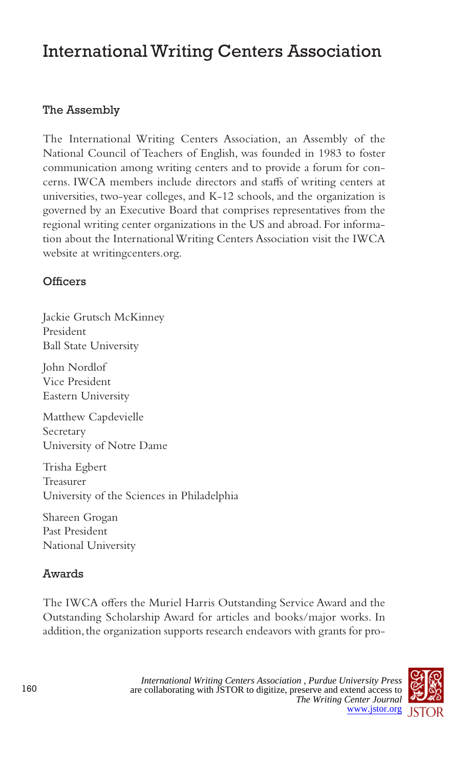# International Writing Centers Association

## The Assembly

The International Writing Centers Association, an Assembly of the National Council of Teachers of English, was founded in 1983 to foster communication among writing centers and to provide a forum for concerns. IWCA members include directors and staffs of writing centers at universities, two-year colleges, and K-12 schools, and the organization is governed by an Executive Board that comprises representatives from the regional writing center organizations in the US and abroad. For information about the International Writing Centers Association visit the IWCA website at writingcenters.org.

## Officers

Jackie Grutsch McKinney
President
Ball State University

John Nordlof
Vice President
Eastern University

Matthew Capdevielle
Secretary
University of Notre Dame

Trisha Egbert
Treasurer
University of the Sciences in Philadelphia

Shareen Grogan
Past President
National University

## Awards

The IWCA offers the Muriel Harris Outstanding Service Award and the Outstanding Scholarship Award for articles and books/major works. In addition, the organization supports research endeavors with grants for pro-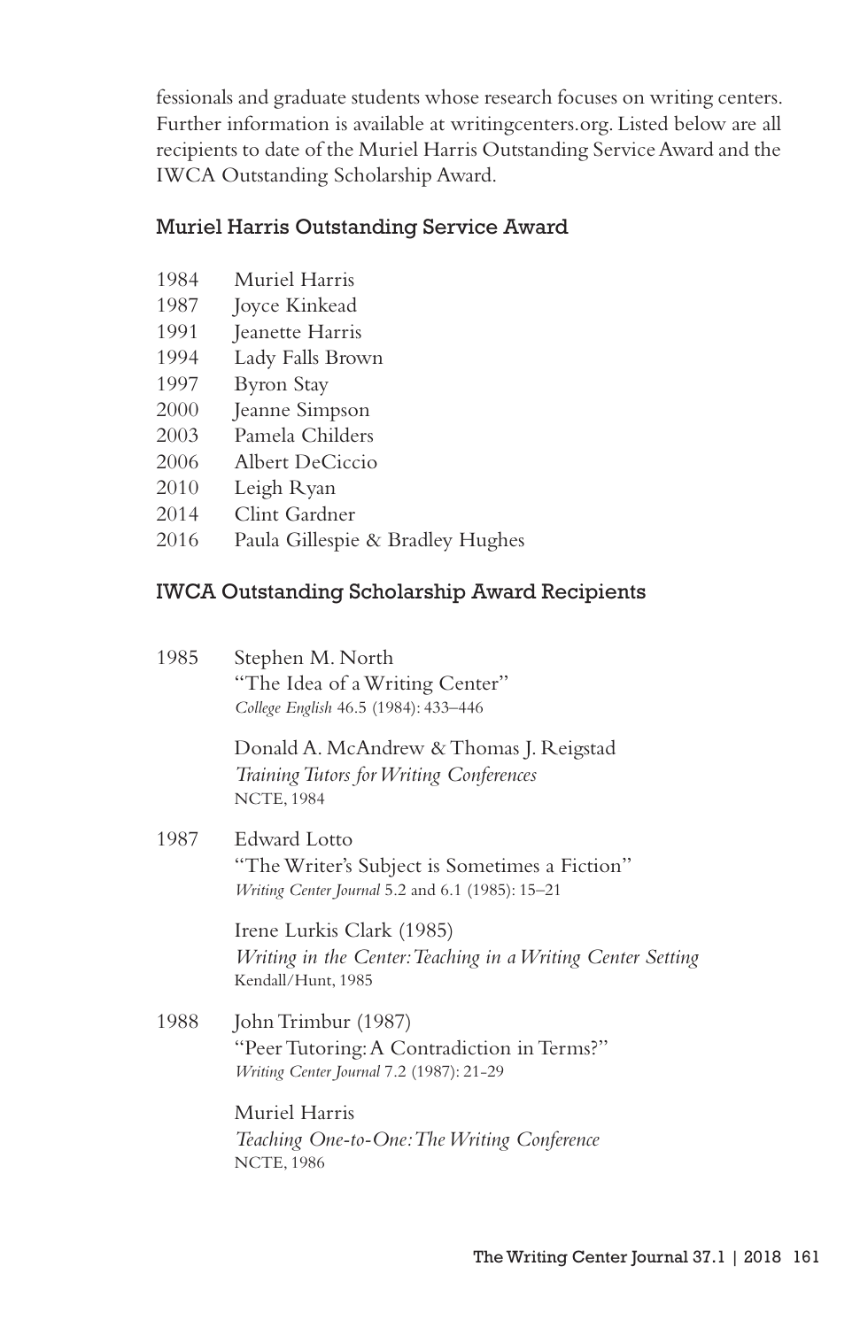fessionals and graduate students whose research focuses on writing centers. Further information is available at writingcenters.org. Listed below are all recipients to date of the Muriel Harris Outstanding Service Award and the IWCA Outstanding Scholarship Award.

### Muriel Harris Outstanding Service Award

1984 Muriel Harris
1987 Joyce Kinkead
1991 Jeanette Harris
1994 Lady Falls Brown
1997 Byron Stay
2000 Jeanne Simpson
2003 Pamela Childers
2006 Albert DeCiccio
2010 Leigh Ryan
2014 Clint Gardner
2016 Paula Gillespie & Bradley Hughes

### IWCA Outstanding Scholarship Award Recipients

1985 Stephen M. North
"The Idea of a Writing Center"
*College English* 46.5 (1984): 433–446

Donald A. McAndrew & Thomas J. Reigstad
*Training Tutors for Writing Conferences*
NCTE, 1984

1987 Edward Lotto
"The Writer's Subject is Sometimes a Fiction"
*Writing Center Journal* 5.2 and 6.1 (1985): 15–21

Irene Lurkis Clark (1985)
*Writing in the Center: Teaching in a Writing Center Setting*
Kendall/Hunt, 1985

1988 John Trimbur (1987)
"Peer Tutoring: A Contradiction in Terms?"
*Writing Center Journal* 7.2 (1987): 21-29

Muriel Harris
*Teaching One-to-One: The Writing Conference*
NCTE, 1986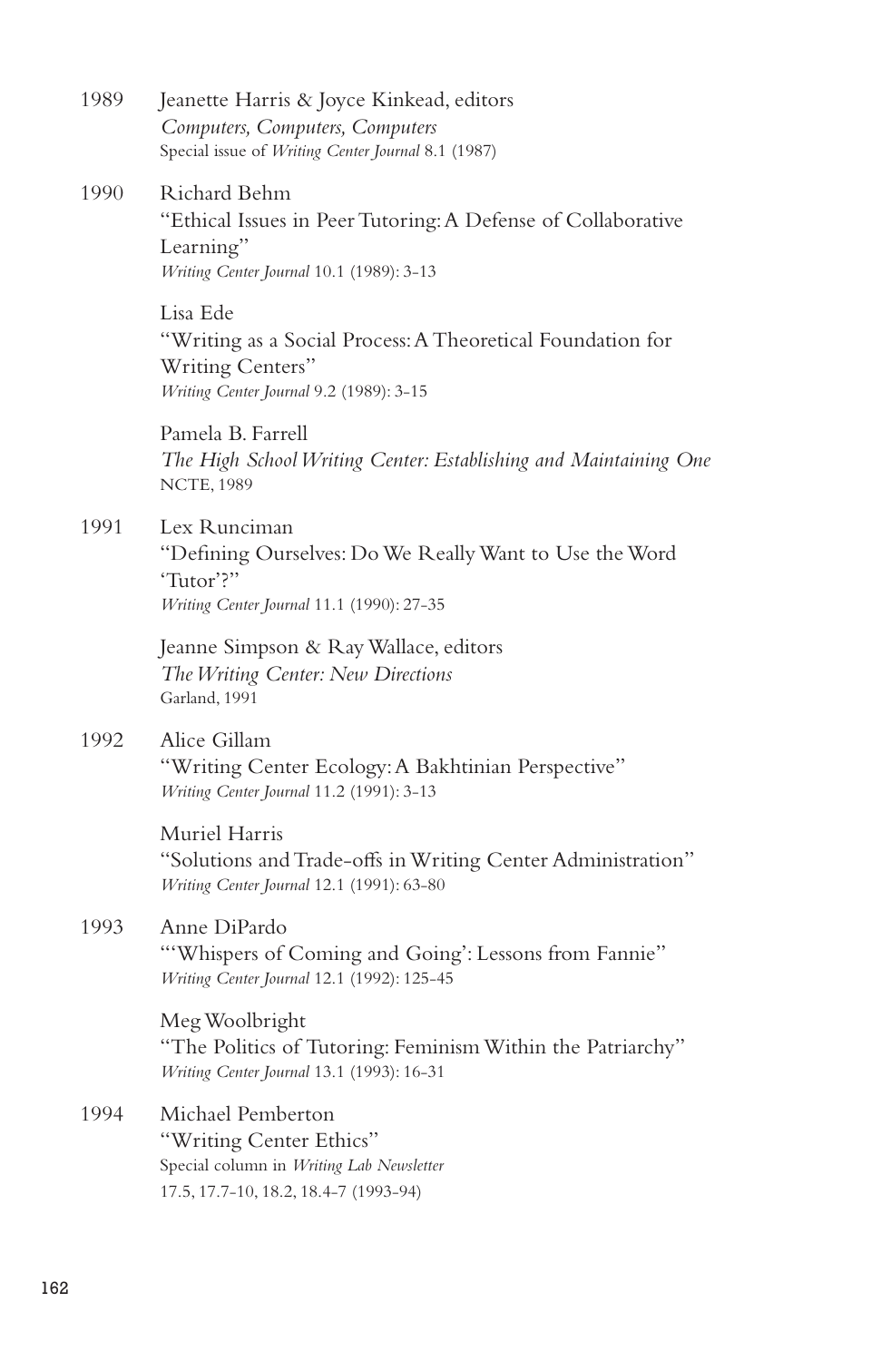1989 Jeanette Harris & Joyce Kinkead, editors
*Computers, Computers, Computers*
Special issue of *Writing Center Journal* 8.1 (1987)

1990 Richard Behm
"Ethical Issues in Peer Tutoring: A Defense of Collaborative Learning"
*Writing Center Journal* 10.1 (1989): 3-13

Lisa Ede
"Writing as a Social Process: A Theoretical Foundation for Writing Centers"
*Writing Center Journal* 9.2 (1989): 3-15

Pamela B. Farrell
*The High School Writing Center: Establishing and Maintaining One*
NCTE, 1989

1991 Lex Runciman
"Defining Ourselves: Do We Really Want to Use the Word 'Tutor'?"
*Writing Center Journal* 11.1 (1990): 27-35

Jeanne Simpson & Ray Wallace, editors
*The Writing Center: New Directions*
Garland, 1991

1992 Alice Gillam
"Writing Center Ecology: A Bakhtinian Perspective"
*Writing Center Journal* 11.2 (1991): 3-13

Muriel Harris
"Solutions and Trade-offs in Writing Center Administration"
*Writing Center Journal* 12.1 (1991): 63-80

1993 Anne DiPardo
"'Whispers of Coming and Going': Lessons from Fannie"
*Writing Center Journal* 12.1 (1992): 125-45

Meg Woolbright
"The Politics of Tutoring: Feminism Within the Patriarchy"
*Writing Center Journal* 13.1 (1993): 16-31

1994 Michael Pemberton
"Writing Center Ethics"
Special column in *Writing Lab Newsletter*
17.5, 17.7-10, 18.2, 18.4-7 (1993-94)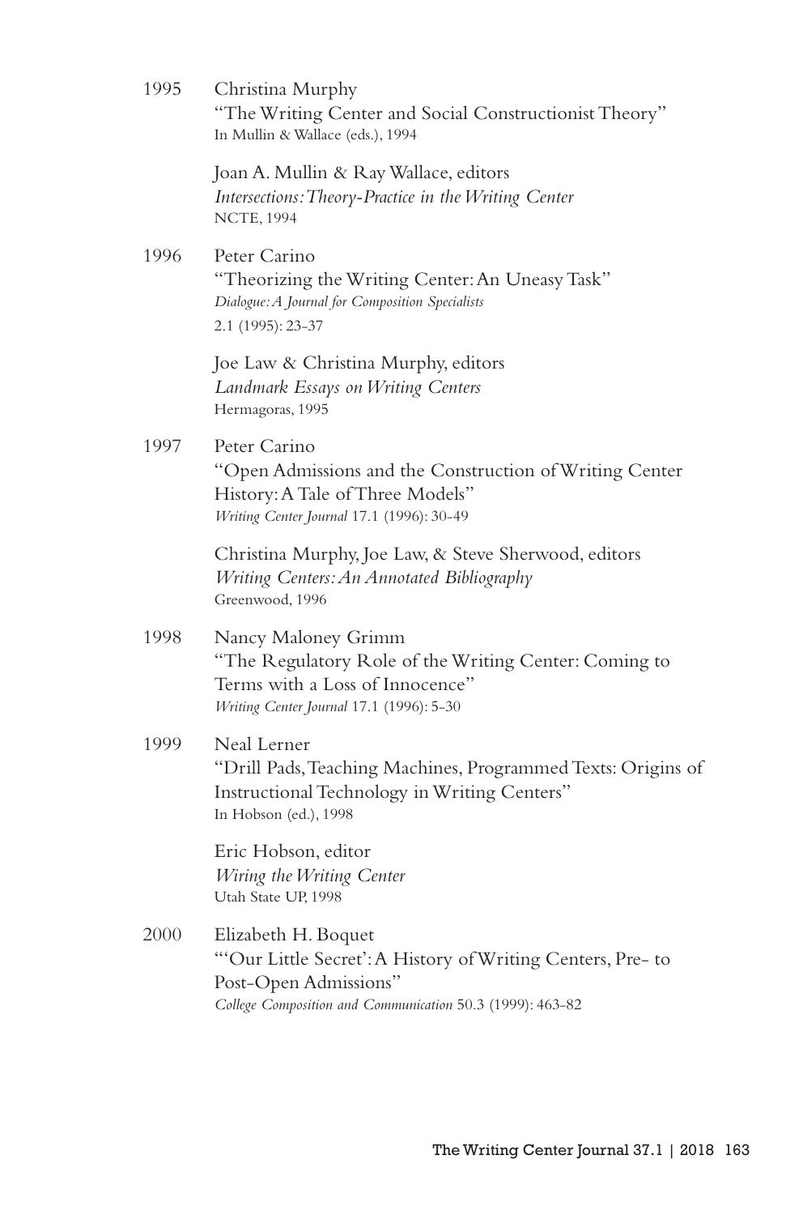1995 Christina Murphy
"The Writing Center and Social Constructionist Theory"
In Mullin & Wallace (eds.), 1994

Joan A. Mullin & Ray Wallace, editors
*Intersections: Theory-Practice in the Writing Center*
NCTE, 1994

1996 Peter Carino
"Theorizing the Writing Center: An Uneasy Task"
*Dialogue: A Journal for Composition Specialists*
2.1 (1995): 23-37

Joe Law & Christina Murphy, editors
*Landmark Essays on Writing Centers*
Hermagoras, 1995

1997 Peter Carino
"Open Admissions and the Construction of Writing Center History: A Tale of Three Models"
*Writing Center Journal* 17.1 (1996): 30-49

Christina Murphy, Joe Law, & Steve Sherwood, editors
*Writing Centers: An Annotated Bibliography*
Greenwood, 1996

1998 Nancy Maloney Grimm
"The Regulatory Role of the Writing Center: Coming to Terms with a Loss of Innocence"
*Writing Center Journal* 17.1 (1996): 5-30

1999 Neal Lerner
"Drill Pads, Teaching Machines, Programmed Texts: Origins of Instructional Technology in Writing Centers"
In Hobson (ed.), 1998

Eric Hobson, editor
*Wiring the Writing Center*
Utah State UP, 1998

2000 Elizabeth H. Boquet
"'Our Little Secret': A History of Writing Centers, Pre- to Post-Open Admissions"
*College Composition and Communication* 50.3 (1999): 463-82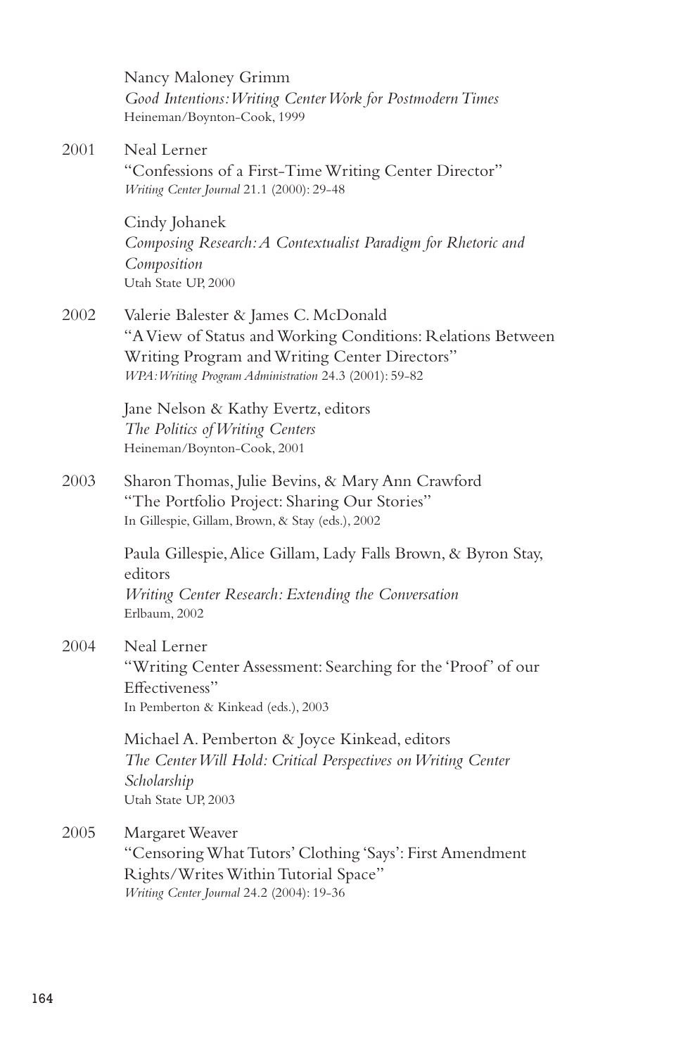Nancy Maloney Grimm
*Good Intentions: Writing Center Work for Postmodern Times*
Heineman/Boynton-Cook, 1999

2001 Neal Lerner
"Confessions of a First-Time Writing Center Director"
*Writing Center Journal* 21.1 (2000): 29-48

Cindy Johanek
*Composing Research: A Contextualist Paradigm for Rhetoric and Composition*
Utah State UP, 2000

2002 Valerie Balester & James C. McDonald
"A View of Status and Working Conditions: Relations Between Writing Program and Writing Center Directors"
*WPA: Writing Program Administration* 24.3 (2001): 59-82

Jane Nelson & Kathy Evertz, editors
*The Politics of Writing Centers*
Heineman/Boynton-Cook, 2001

2003 Sharon Thomas, Julie Bevins, & Mary Ann Crawford
"The Portfolio Project: Sharing Our Stories"
In Gillespie, Gillam, Brown, & Stay (eds.), 2002

Paula Gillespie, Alice Gillam, Lady Falls Brown, & Byron Stay, editors
*Writing Center Research: Extending the Conversation*
Erlbaum, 2002

2004 Neal Lerner
"Writing Center Assessment: Searching for the 'Proof' of our Effectiveness"
In Pemberton & Kinkead (eds.), 2003

Michael A. Pemberton & Joyce Kinkead, editors
*The Center Will Hold: Critical Perspectives on Writing Center Scholarship*
Utah State UP, 2003

2005 Margaret Weaver
"Censoring What Tutors' Clothing 'Says': First Amendment Rights/Writes Within Tutorial Space"
*Writing Center Journal* 24.2 (2004): 19-36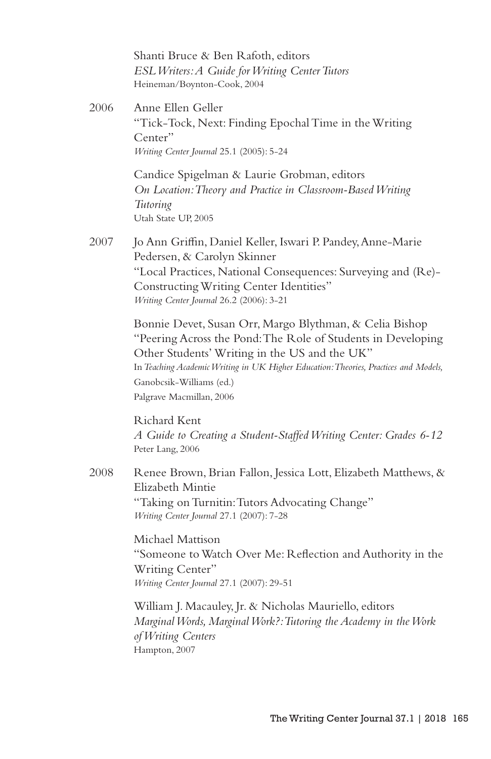Shanti Bruce & Ben Rafoth, editors
*ESL Writers: A Guide for Writing Center Tutors*
Heineman/Boynton-Cook, 2004

2006 Anne Ellen Geller
"Tick-Tock, Next: Finding Epochal Time in the Writing Center"
*Writing Center Journal* 25.1 (2005): 5-24

Candice Spigelman & Laurie Grobman, editors
*On Location: Theory and Practice in Classroom-Based Writing Tutoring*
Utah State UP, 2005

2007 Jo Ann Griffin, Daniel Keller, Iswari P. Pandey, Anne-Marie Pedersen, & Carolyn Skinner
"Local Practices, National Consequences: Surveying and (Re)-Constructing Writing Center Identities"
*Writing Center Journal* 26.2 (2006): 3-21

Bonnie Devet, Susan Orr, Margo Blythman, & Celia Bishop
"Peering Across the Pond: The Role of Students in Developing Other Students' Writing in the US and the UK"
In *Teaching Academic Writing in UK Higher Education: Theories, Practices and Models,* Ganobcsik-Williams (ed.)
Palgrave Macmillan, 2006

Richard Kent
*A Guide to Creating a Student-Staffed Writing Center: Grades 6-12*
Peter Lang, 2006

2008 Renee Brown, Brian Fallon, Jessica Lott, Elizabeth Matthews, & Elizabeth Mintie
"Taking on Turnitin: Tutors Advocating Change"
*Writing Center Journal* 27.1 (2007): 7-28

Michael Mattison
"Someone to Watch Over Me: Reflection and Authority in the Writing Center"
*Writing Center Journal* 27.1 (2007): 29-51

William J. Macauley, Jr. & Nicholas Mauriello, editors
*Marginal Words, Marginal Work?: Tutoring the Academy in the Work of Writing Centers*
Hampton, 2007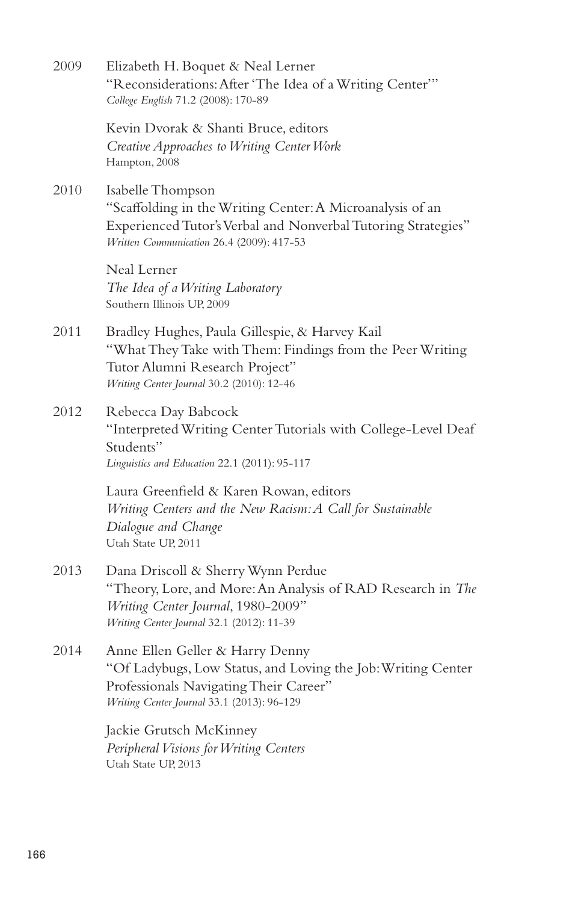2009 Elizabeth H. Boquet & Neal Lerner
"Reconsiderations: After 'The Idea of a Writing Center'"
*College English* 71.2 (2008): 170-89

Kevin Dvorak & Shanti Bruce, editors
*Creative Approaches to Writing Center Work*
Hampton, 2008

2010 Isabelle Thompson
"Scaffolding in the Writing Center: A Microanalysis of an Experienced Tutor's Verbal and Nonverbal Tutoring Strategies"
*Written Communication* 26.4 (2009): 417-53

Neal Lerner
*The Idea of a Writing Laboratory*
Southern Illinois UP, 2009

2011 Bradley Hughes, Paula Gillespie, & Harvey Kail
"What They Take with Them: Findings from the Peer Writing Tutor Alumni Research Project"
*Writing Center Journal* 30.2 (2010): 12-46

2012 Rebecca Day Babcock
"Interpreted Writing Center Tutorials with College-Level Deaf Students"
*Linguistics and Education* 22.1 (2011): 95-117

Laura Greenfield & Karen Rowan, editors
*Writing Centers and the New Racism: A Call for Sustainable Dialogue and Change*
Utah State UP, 2011

2013 Dana Driscoll & Sherry Wynn Perdue
"Theory, Lore, and More: An Analysis of RAD Research in *The Writing Center Journal*, 1980-2009"
*Writing Center Journal* 32.1 (2012): 11-39

2014 Anne Ellen Geller & Harry Denny
"Of Ladybugs, Low Status, and Loving the Job: Writing Center Professionals Navigating Their Career"
*Writing Center Journal* 33.1 (2013): 96-129

Jackie Grutsch McKinney
*Peripheral Visions for Writing Centers*
Utah State UP, 2013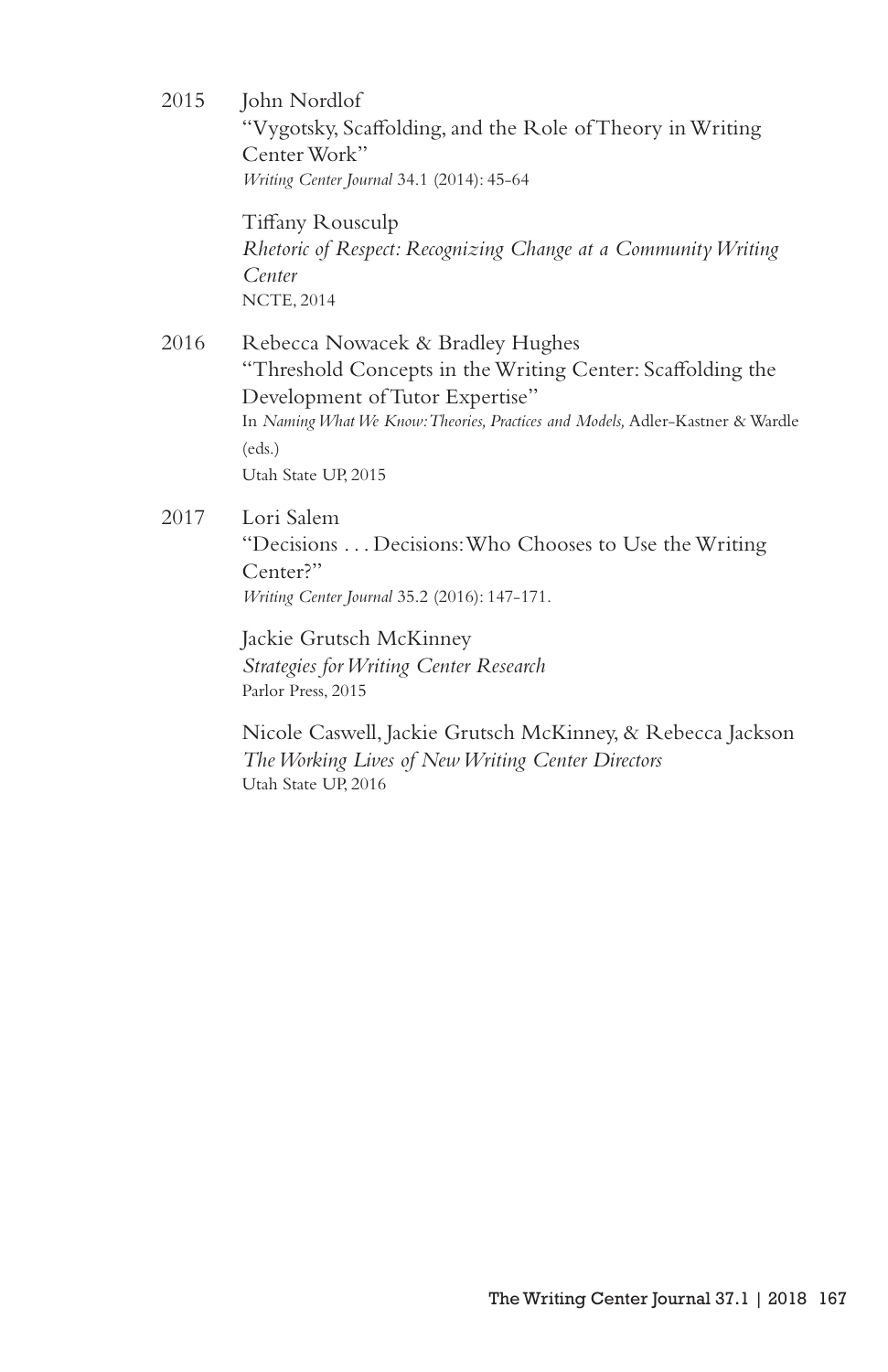2015 John Nordlof
"Vygotsky, Scaffolding, and the Role of Theory in Writing Center Work"
*Writing Center Journal* 34.1 (2014): 45-64

Tiffany Rousculp
*Rhetoric of Respect: Recognizing Change at a Community Writing Center*
NCTE, 2014

2016 Rebecca Nowacek & Bradley Hughes
"Threshold Concepts in the Writing Center: Scaffolding the Development of Tutor Expertise"
In *Naming What We Know: Theories, Practices and Models,* Adler-Kastner & Wardle (eds.)
Utah State UP, 2015

2017 Lori Salem
"Decisions . . . Decisions: Who Chooses to Use the Writing Center?"
*Writing Center Journal* 35.2 (2016): 147-171.

Jackie Grutsch McKinney
*Strategies for Writing Center Research*
Parlor Press, 2015

Nicole Caswell, Jackie Grutsch McKinney, & Rebecca Jackson
*The Working Lives of New Writing Center Directors*
Utah State UP, 2016